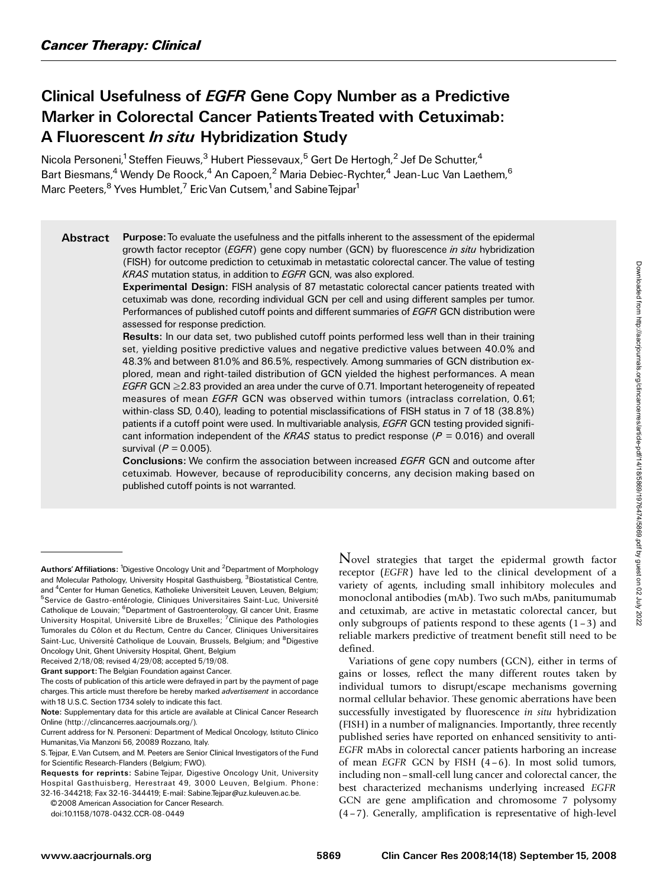*Cancer Therapy: Clinical*

# Clinical Usefulness of *EGFR* Gene Copy Number as a Predictive Marker in Colorectal Cancer Patients Treated with Cetuximab: A Fluorescent *In situ* Hybridization Study

Nicola Personeni,[1] Steffen Fieuws,[3] Hubert Piessevaux,[5] Gert De Hertogh,[2] Jef De Schutter,[4] Bart Biesmans,[4] Wendy De Roock,[4] An Capoen,[2] Maria Debiec-Rychter,[4] Jean-Luc Van Laethem,[6] Marc Peeters,[8] Yves Humblet,[7] Eric Van Cutsem,[1] and Sabine Tejpar[1]

## Abstract

**Purpose:** To evaluate the usefulness and the pitfalls inherent to the assessment of the epidermal growth factor receptor (*EGFR*) gene copy number (GCN) by fluorescence *in situ* hybridization (FISH) for outcome prediction to cetuximab in metastatic colorectal cancer. The value of testing *KRAS* mutation status, in addition to *EGFR* GCN, was also explored.

**Experimental Design:** FISH analysis of 87 metastatic colorectal cancer patients treated with cetuximab was done, recording individual GCN per cell and using different samples per tumor. Performances of published cutoff points and different summaries of *EGFR* GCN distribution were assessed for response prediction.

**Results:** In our data set, two published cutoff points performed less well than in their training set, yielding positive predictive values and negative predictive values between 40.0% and 48.3% and between 81.0% and 86.5%, respectively. Among summaries of GCN distribution explored, mean and right-tailed distribution of GCN yielded the highest performances. A mean *EGFR* GCN $\geq$2.83 provided an area under the curve of 0.71. Important heterogeneity of repeated measures of mean *EGFR* GCN was observed within tumors (intraclass correlation, 0.61; within-class SD, 0.40), leading to potential misclassifications of FISH status in 7 of 18 (38.8%) patients if a cutoff point were used. In multivariable analysis, *EGFR* GCN testing provided significant information independent of the *KRAS* status to predict response ($P$ = 0.016) and overall survival ($P$ = 0.005).

**Conclusions:** We confirm the association between increased *EGFR* GCN and outcome after cetuximab. However, because of reproducibility concerns, any decision making based on published cutoff points is not warranted.

Novel strategies that target the epidermal growth factor receptor (*EGFR*) have led to the clinical development of a variety of agents, including small inhibitory molecules and monoclonal antibodies (mAb). Two such mAbs, panitumumab and cetuximab, are active in metastatic colorectal cancer, but only subgroups of patients respond to these agents (1–3) and reliable markers predictive of treatment benefit still need to be defined.

Variations of gene copy numbers (GCN), either in terms of gains or losses, reflect the many different routes taken by individual tumors to disrupt/escape mechanisms governing normal cellular behavior. These genomic aberrations have been successfully investigated by fluorescence *in situ* hybridization (FISH) in a number of malignancies. Importantly, three recently published series have reported on enhanced sensitivity to anti-*EGFR* mAbs in colorectal cancer patients harboring an increase of mean *EGFR* GCN by FISH (4–6). In most solid tumors, including non–small-cell lung cancer and colorectal cancer, the best characterized mechanisms underlying increased *EGFR* GCN are gene amplification and chromosome 7 polysomy (4–7). Generally, amplification is representative of high-level

---

**Authors' Affiliations:** [1]Digestive Oncology Unit and [2]Department of Morphology and Molecular Pathology, University Hospital Gasthuisberg, [3]Biostatistical Centre, and [4]Center for Human Genetics, Katholieke Universiteit Leuven, Leuven, Belgium; [5]Service de Gastro-entérologie, Cliniques Universitaires Saint-Luc, Université Catholique de Louvain; [6]Department of Gastroenterology, GI cancer Unit, Erasme University Hospital, Université Libre de Bruxelles; [7]Clinique des Pathologies Tumorales du Côlon et du Rectum, Centre du Cancer, Cliniques Universitaires Saint-Luc, Université Catholique de Louvain, Brussels, Belgium; and [8]Digestive Oncology Unit, Ghent University Hospital, Ghent, Belgium

Received 2/18/08; revised 4/29/08; accepted 5/19/08.

**Grant support:** The Belgian Foundation against Cancer.

The costs of publication of this article were defrayed in part by the payment of page charges. This article must therefore be hereby marked *advertisement* in accordance with 18 U.S.C. Section 1734 solely to indicate this fact.

**Note:** Supplementary data for this article are available at Clinical Cancer Research Online (http://clincancerres.aacrjournals.org/).

Current address for N. Personeni: Department of Medical Oncology, Istituto Clinico Humanitas, Via Manzoni 56, 20089 Rozzano, Italy.

S. Tejpar, E. Van Cutsem, and M. Peeters are Senior Clinical Investigators of the Fund for Scientific Research-Flanders (Belgium; FWO).

**Requests for reprints:** Sabine Tejpar, Digestive Oncology Unit, University Hospital Gasthuisberg, Herestraat 49, 3000 Leuven, Belgium. Phone: 32-16-344218; Fax 32-16-344419; E-mail: Sabine.Tejpar@uz.kuleuven.ac.be.

©2008 American Association for Cancer Research.

doi:10.1158/1078-0432.CCR-08-0449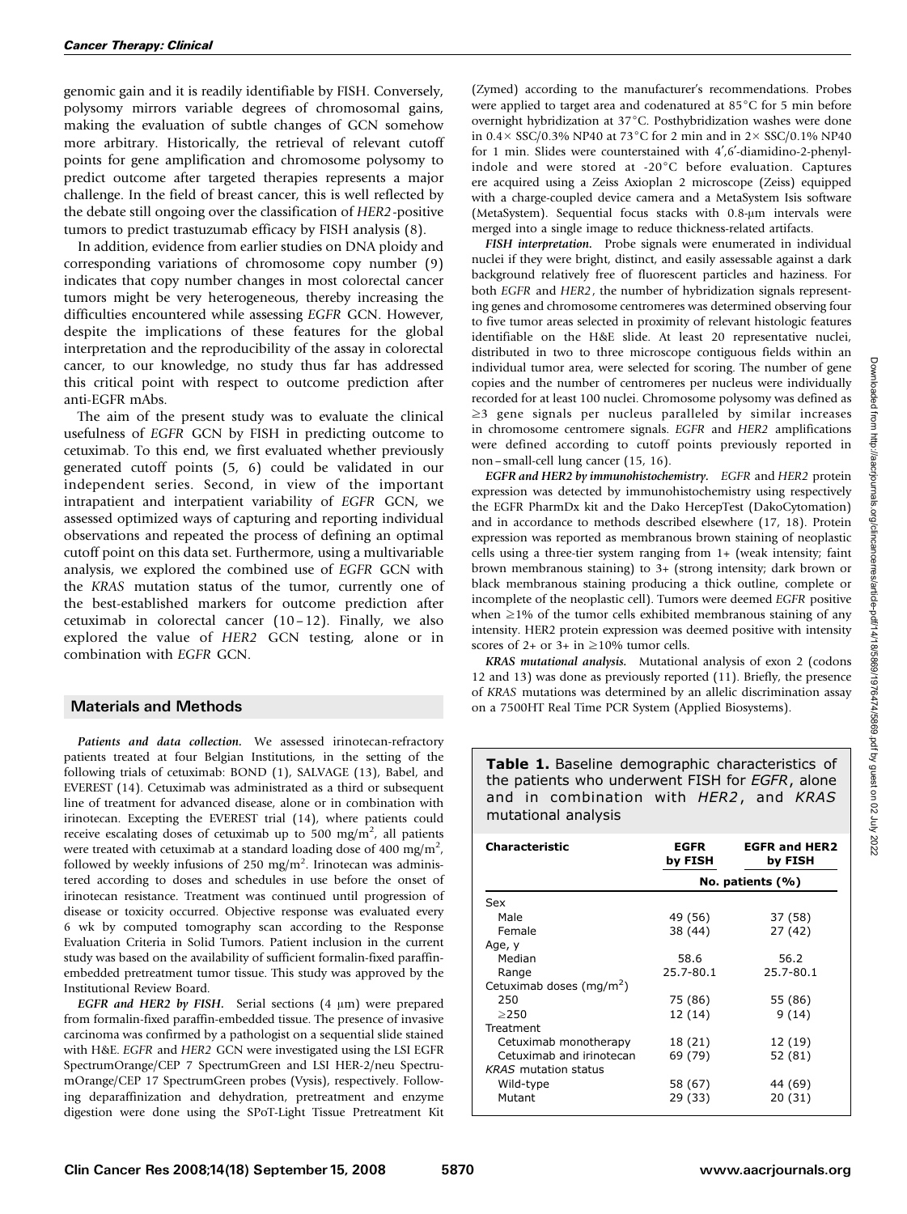genomic gain and it is readily identifiable by FISH. Conversely, polysomy mirrors variable degrees of chromosomal gains, making the evaluation of subtle changes of GCN somehow more arbitrary. Historically, the retrieval of relevant cutoff points for gene amplification and chromosome polysomy to predict outcome after targeted therapies represents a major challenge. In the field of breast cancer, this is well reflected by the debate still ongoing over the classification of *HER2*-positive tumors to predict trastuzumab efficacy by FISH analysis (8).

In addition, evidence from earlier studies on DNA ploidy and corresponding variations of chromosome copy number (9) indicates that copy number changes in most colorectal cancer tumors might be very heterogeneous, thereby increasing the difficulties encountered while assessing *EGFR* GCN. However, despite the implications of these features for the global interpretation and the reproducibility of the assay in colorectal cancer, to our knowledge, no study thus far has addressed this critical point with respect to outcome prediction after anti-EGFR mAbs.

The aim of the present study was to evaluate the clinical usefulness of *EGFR* GCN by FISH in predicting outcome to cetuximab. To this end, we first evaluated whether previously generated cutoff points (5, 6) could be validated in our independent series. Second, in view of the important intrapatient and interpatient variability of *EGFR* GCN, we assessed optimized ways of capturing and reporting individual observations and repeated the process of defining an optimal cutoff point on this data set. Furthermore, using a multivariable analysis, we explored the combined use of *EGFR* GCN with the *KRAS* mutation status of the tumor, currently one of the best-established markers for outcome prediction after cetuximab in colorectal cancer (10–12). Finally, we also explored the value of *HER2* GCN testing, alone or in combination with *EGFR* GCN.

## Materials and Methods

***Patients and data collection.*** We assessed irinotecan-refractory patients treated at four Belgian Institutions, in the setting of the following trials of cetuximab: BOND (1), SALVAGE (13), Babel, and EVEREST (14). Cetuximab was administrated as a third or subsequent line of treatment for advanced disease, alone or in combination with irinotecan. Excepting the EVEREST trial (14), where patients could receive escalating doses of cetuximab up to 500 mg/m$^2$, all patients were treated with cetuximab at a standard loading dose of 400 mg/m$^2$, followed by weekly infusions of 250 mg/m$^2$. Irinotecan was administered according to doses and schedules in use before the onset of irinotecan resistance. Treatment was continued until progression of disease or toxicity occurred. Objective response was evaluated every 6 wk by computed tomography scan according to the Response Evaluation Criteria in Solid Tumors. Patient inclusion in the current study was based on the availability of sufficient formalin-fixed paraffin-embedded pretreatment tumor tissue. This study was approved by the Institutional Review Board.

***EGFR and HER2 by FISH.*** Serial sections (4 μm) were prepared from formalin-fixed paraffin-embedded tissue. The presence of invasive carcinoma was confirmed by a pathologist on a sequential slide stained with H&E. *EGFR* and *HER2* GCN were investigated using the LSI EGFR SpectrumOrange/CEP 7 SpectrumGreen and LSI HER-2/neu SpectrumOrange/CEP 17 SpectrumGreen probes (Vysis), respectively. Following deparaffinization and dehydration, pretreatment and enzyme digestion were done using the SPoT-Light Tissue Pretreatment Kit (Zymed) according to the manufacturer's recommendations. Probes were applied to target area and codenatured at 85°C for 5 min before overnight hybridization at 37°C. Posthybridization washes were done in 0.4× SSC/0.3% NP40 at 73°C for 2 min and in 2× SSC/0.1% NP40 for 1 min. Slides were counterstained with 4′,6′-diamidino-2-phenylindole and were stored at -20°C before evaluation. Captures ere acquired using a Zeiss Axioplan 2 microscope (Zeiss) equipped with a charge-coupled device camera and a MetaSystem Isis software (MetaSystem). Sequential focus stacks with 0.8-μm intervals were merged into a single image to reduce thickness-related artifacts.

***FISH interpretation.*** Probe signals were enumerated in individual nuclei if they were bright, distinct, and easily assessable against a dark background relatively free of fluorescent particles and haziness. For both *EGFR* and *HER2*, the number of hybridization signals representing genes and chromosome centromeres was determined observing four to five tumor areas selected in proximity of relevant histologic features identifiable on the H&E slide. At least 20 representative nuclei, distributed in two to three microscope contiguous fields within an individual tumor area, were selected for scoring. The number of gene copies and the number of centromeres per nucleus were individually recorded for at least 100 nuclei. Chromosome polysomy was defined as ≥3 gene signals per nucleus paralleled by similar increases in chromosome centromere signals. *EGFR* and *HER2* amplifications were defined according to cutoff points previously reported in non–small-cell lung cancer (15, 16).

***EGFR and HER2 by immunohistochemistry.*** *EGFR* and *HER2* protein expression was detected by immunohistochemistry using respectively the EGFR PharmDx kit and the Dako HercepTest (DakoCytomation) and in accordance to methods described elsewhere (17, 18). Protein expression was reported as membranous brown staining of neoplastic cells using a three-tier system ranging from 1+ (weak intensity; faint brown membranous staining) to 3+ (strong intensity; dark brown or black membranous staining producing a thick outline, complete or incomplete of the neoplastic cell). Tumors were deemed *EGFR* positive when ≥1% of the tumor cells exhibited membranous staining of any intensity. HER2 protein expression was deemed positive with intensity scores of 2+ or 3+ in ≥10% tumor cells.

***KRAS mutational analysis.*** Mutational analysis of exon 2 (codons 12 and 13) was done as previously reported (11). Briefly, the presence of *KRAS* mutations was determined by an allelic discrimination assay on a 7500HT Real Time PCR System (Applied Biosystems).

**Table 1.** Baseline demographic characteristics of the patients who underwent FISH for *EGFR*, alone and in combination with *HER2*, and *KRAS* mutational analysis

| Characteristic | EGFR by FISH | EGFR and HER2 by FISH |
|---|---|---|
| | No. patients (%) | |
| Sex | | |
| Male | 49 (56) | 37 (58) |
| Female | 38 (44) | 27 (42) |
| Age, y | | |
| Median | 58.6 | 56.2 |
| Range | 25.7-80.1 | 25.7-80.1 |
| Cetuximab doses (mg/m$^2$) | | |
| 250 | 75 (86) | 55 (86) |
| ≥250 | 12 (14) | 9 (14) |
| Treatment | | |
| Cetuximab monotherapy | 18 (21) | 12 (19) |
| Cetuximab and irinotecan | 69 (79) | 52 (81) |
| *KRAS* mutation status | | |
| Wild-type | 58 (67) | 44 (69) |
| Mutant | 29 (33) | 20 (31) |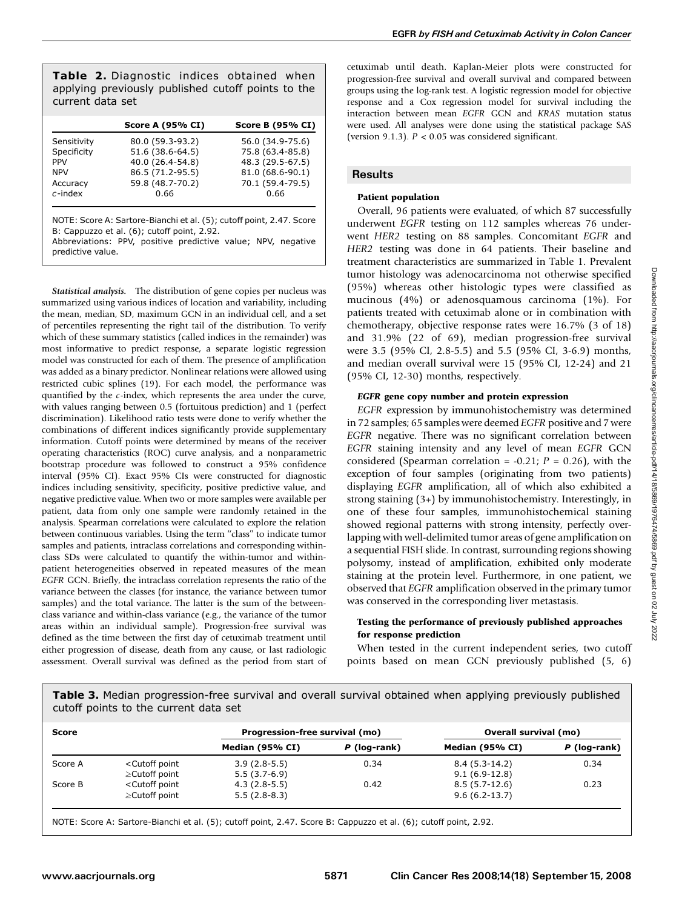**Table 2.** Diagnostic indices obtained when applying previously published cutoff points to the current data set

| | Score A (95% CI) | Score B (95% CI) |
|---|---|---|
| Sensitivity | 80.0 (59.3-93.2) | 56.0 (34.9-75.6) |
| Specificity | 51.6 (38.6-64.5) | 75.8 (63.4-85.8) |
| PPV | 40.0 (26.4-54.8) | 48.3 (29.5-67.5) |
| NPV | 86.5 (71.2-95.5) | 81.0 (68.6-90.1) |
| Accuracy | 59.8 (48.7-70.2) | 70.1 (59.4-79.5) |
| *c*-index | 0.66 | 0.66 |

NOTE: Score A: Sartore-Bianchi et al. (5); cutoff point, 2.47. Score B: Cappuzzo et al. (6); cutoff point, 2.92.
Abbreviations: PPV, positive predictive value; NPV, negative predictive value.

***Statistical analysis.*** The distribution of gene copies per nucleus was summarized using various indices of location and variability, including the mean, median, SD, maximum GCN in an individual cell, and a set of percentiles representing the right tail of the distribution. To verify which of these summary statistics (called indices in the remainder) was most informative to predict response, a separate logistic regression model was constructed for each of them. The presence of amplification was added as a binary predictor. Nonlinear relations were allowed using restricted cubic splines (19). For each model, the performance was quantified by the *c*-index, which represents the area under the curve, with values ranging between 0.5 (fortuitous prediction) and 1 (perfect discrimination). Likelihood ratio tests were done to verify whether the combinations of different indices significantly provide supplementary information. Cutoff points were determined by means of the receiver operating characteristics (ROC) curve analysis, and a nonparametric bootstrap procedure was followed to construct a 95% confidence interval (95% CI). Exact 95% CIs were constructed for diagnostic indices including sensitivity, specificity, positive predictive value, and negative predictive value. When two or more samples were available per patient, data from only one sample were randomly retained in the analysis. Spearman correlations were calculated to explore the relation between continuous variables. Using the term "class" to indicate tumor samples and patients, intraclass correlations and corresponding within-class SDs were calculated to quantify the within-tumor and within-patient heterogeneities observed in repeated measures of the mean *EGFR* GCN. Briefly, the intraclass correlation represents the ratio of the variance between the classes (for instance, the variance between tumor samples) and the total variance. The latter is the sum of the between-class variance and within-class variance (e.g., the variance of the tumor areas within an individual sample). Progression-free survival was defined as the time between the first day of cetuximab treatment until either progression of disease, death from any cause, or last radiologic assessment. Overall survival was defined as the period from start of cetuximab until death. Kaplan-Meier plots were constructed for progression-free survival and overall survival and compared between groups using the log-rank test. A logistic regression model for objective response and a Cox regression model for survival including the interaction between mean *EGFR* GCN and *KRAS* mutation status were used. All analyses were done using the statistical package SAS (version 9.1.3). $P < 0.05$ was considered significant.

## Results

**Patient population**

Overall, 96 patients were evaluated, of which 87 successfully underwent *EGFR* testing on 112 samples whereas 76 underwent *HER2* testing on 88 samples. Concomitant *EGFR* and *HER2* testing was done in 64 patients. Their baseline and treatment characteristics are summarized in Table 1. Prevalent tumor histology was adenocarcinoma not otherwise specified (95%) whereas other histologic types were classified as mucinous (4%) or adenosquamous carcinoma (1%). For patients treated with cetuximab alone or in combination with chemotherapy, objective response rates were 16.7% (3 of 18) and 31.9% (22 of 69), median progression-free survival were 3.5 (95% CI, 2.8-5.5) and 5.5 (95% CI, 3-6.9) months, and median overall survival were 15 (95% CI, 12-24) and 21 (95% CI, 12-30) months, respectively.

***EGFR* gene copy number and protein expression**

*EGFR* expression by immunohistochemistry was determined in 72 samples; 65 samples were deemed *EGFR* positive and 7 were *EGFR* negative. There was no significant correlation between *EGFR* staining intensity and any level of mean *EGFR* GCN considered (Spearman correlation = -0.21; $P = 0.26$), with the exception of four samples (originating from two patients) displaying *EGFR* amplification, all of which also exhibited a strong staining (3+) by immunohistochemistry. Interestingly, in one of these four samples, immunohistochemical staining showed regional patterns with strong intensity, perfectly overlapping with well-delimited tumor areas of gene amplification on a sequential FISH slide. In contrast, surrounding regions showing polysomy, instead of amplification, exhibited only moderate staining at the protein level. Furthermore, in one patient, we observed that *EGFR* amplification observed in the primary tumor was conserved in the corresponding liver metastasis.

**Testing the performance of previously published approaches for response prediction**

When tested in the current independent series, two cutoff points based on mean GCN previously published (5, 6)

**Table 3.** Median progression-free survival and overall survival obtained when applying previously published cutoff points to the current data set

| Score | | Progression-free survival (mo) | | Overall survival (mo) | |
|---|---|---|---|---|---|
| | | Median (95% CI) | *P* (log-rank) | Median (95% CI) | *P* (log-rank) |
| Score A | <Cutoff point | 3.9 (2.8-5.5) | 0.34 | 8.4 (5.3-14.2) | 0.34 |
| | ≥Cutoff point | 5.5 (3.7-6.9) | | 9.1 (6.9-12.8) | |
| Score B | <Cutoff point | 4.3 (2.8-5.5) | 0.42 | 8.5 (5.7-12.6) | 0.23 |
| | ≥Cutoff point | 5.5 (2.8-8.3) | | 9.6 (6.2-13.7) | |

NOTE: Score A: Sartore-Bianchi et al. (5); cutoff point, 2.47. Score B: Cappuzzo et al. (6); cutoff point, 2.92.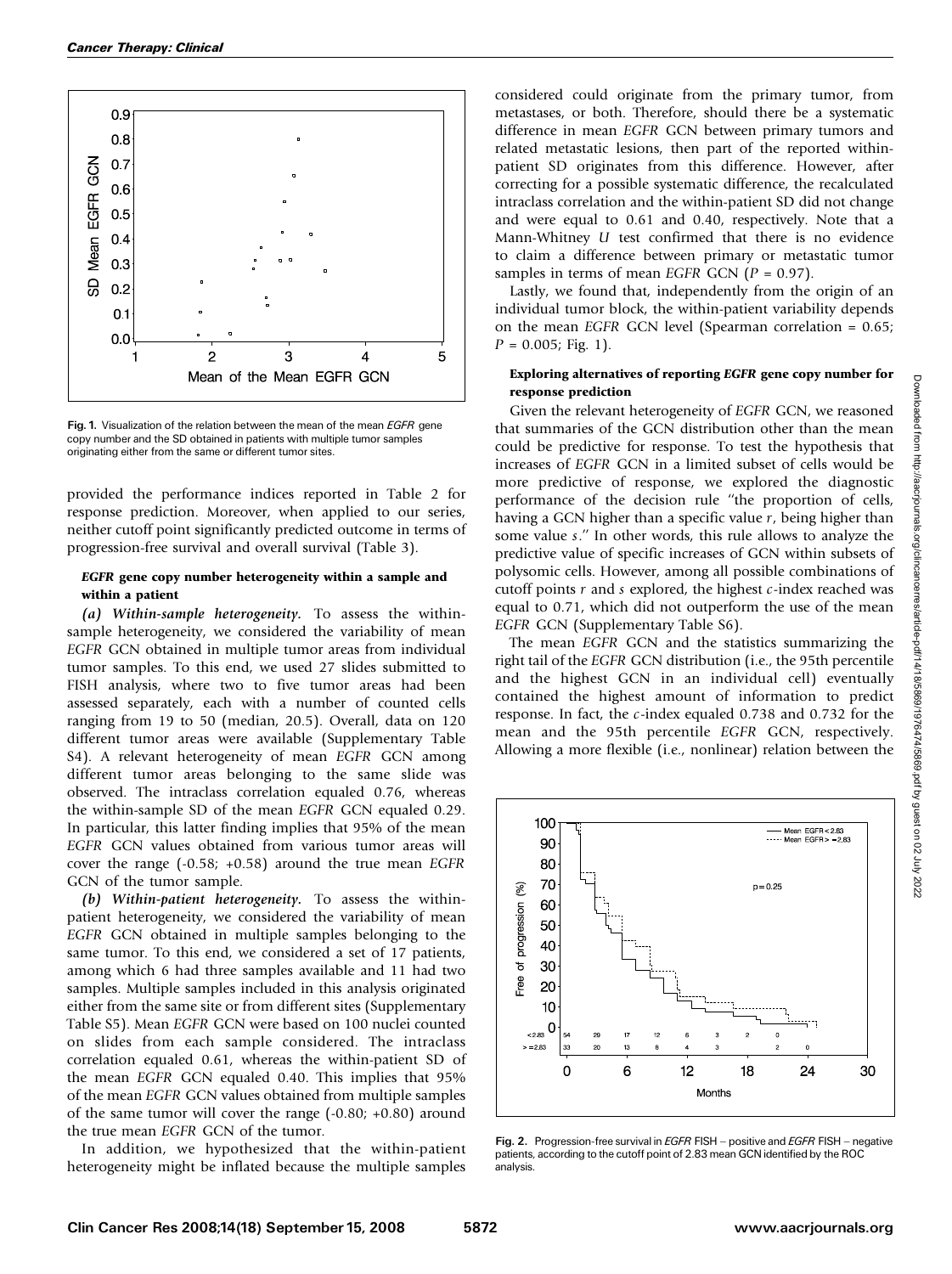Fig. 1. Visualization of the relation between the mean of the mean *EGFR* gene copy number and the SD obtained in patients with multiple tumor samples originating either from the same or different tumor sites.

provided the performance indices reported in Table 2 for response prediction. Moreover, when applied to our series, neither cutoff point significantly predicted outcome in terms of progression-free survival and overall survival (Table 3).

#### *EGFR* gene copy number heterogeneity within a sample and within a patient

***(a) Within-sample heterogeneity.*** To assess the within-sample heterogeneity, we considered the variability of mean *EGFR* GCN obtained in multiple tumor areas from individual tumor samples. To this end, we used 27 slides submitted to FISH analysis, where two to five tumor areas had been assessed separately, each with a number of counted cells ranging from 19 to 50 (median, 20.5). Overall, data on 120 different tumor areas were available (Supplementary Table S4). A relevant heterogeneity of mean *EGFR* GCN among different tumor areas belonging to the same slide was observed. The intraclass correlation equaled 0.76, whereas the within-sample SD of the mean *EGFR* GCN equaled 0.29. In particular, this latter finding implies that 95% of the mean *EGFR* GCN values obtained from various tumor areas will cover the range (-0.58; +0.58) around the true mean *EGFR* GCN of the tumor sample.

***(b) Within-patient heterogeneity.*** To assess the within-patient heterogeneity, we considered the variability of mean *EGFR* GCN obtained in multiple samples belonging to the same tumor. To this end, we considered a set of 17 patients, among which 6 had three samples available and 11 had two samples. Multiple samples included in this analysis originated either from the same site or from different sites (Supplementary Table S5). Mean *EGFR* GCN were based on 100 nuclei counted on slides from each sample considered. The intraclass correlation equaled 0.61, whereas the within-patient SD of the mean *EGFR* GCN equaled 0.40. This implies that 95% of the mean *EGFR* GCN values obtained from multiple samples of the same tumor will cover the range (-0.80; +0.80) around the true mean *EGFR* GCN of the tumor.

In addition, we hypothesized that the within-patient heterogeneity might be inflated because the multiple samples considered could originate from the primary tumor, from metastases, or both. Therefore, should there be a systematic difference in mean *EGFR* GCN between primary tumors and related metastatic lesions, then part of the reported within-patient SD originates from this difference. However, after correcting for a possible systematic difference, the recalculated intraclass correlation and the within-patient SD did not change and were equal to 0.61 and 0.40, respectively. Note that a Mann-Whitney *U* test confirmed that there is no evidence to claim a difference between primary or metastatic tumor samples in terms of mean *EGFR* GCN ($P = 0.97$).

Lastly, we found that, independently from the origin of an individual tumor block, the within-patient variability depends on the mean *EGFR* GCN level (Spearman correlation = 0.65; $P = 0.005$; Fig. 1).

#### Exploring alternatives of reporting *EGFR* gene copy number for response prediction

Given the relevant heterogeneity of *EGFR* GCN, we reasoned that summaries of the GCN distribution other than the mean could be predictive for response. To test the hypothesis that increases of *EGFR* GCN in a limited subset of cells would be more predictive of response, we explored the diagnostic performance of the decision rule "the proportion of cells, having a GCN higher than a specific value $r$, being higher than some value $s$." In other words, this rule allows to analyze the predictive value of specific increases of GCN within subsets of polysomic cells. However, among all possible combinations of cutoff points $r$ and $s$ explored, the highest $c$-index reached was equal to 0.71, which did not outperform the use of the mean *EGFR* GCN (Supplementary Table S6).

The mean *EGFR* GCN and the statistics summarizing the right tail of the *EGFR* GCN distribution (i.e., the 95th percentile and the highest GCN in an individual cell) eventually contained the highest amount of information to predict response. In fact, the $c$-index equaled 0.738 and 0.732 for the mean and the 95th percentile *EGFR* GCN, respectively. Allowing a more flexible (i.e., nonlinear) relation between the

Fig. 2. Progression-free survival in *EGFR* FISH – positive and *EGFR* FISH – negative patients, according to the cutoff point of 2.83 mean GCN identified by the ROC analysis.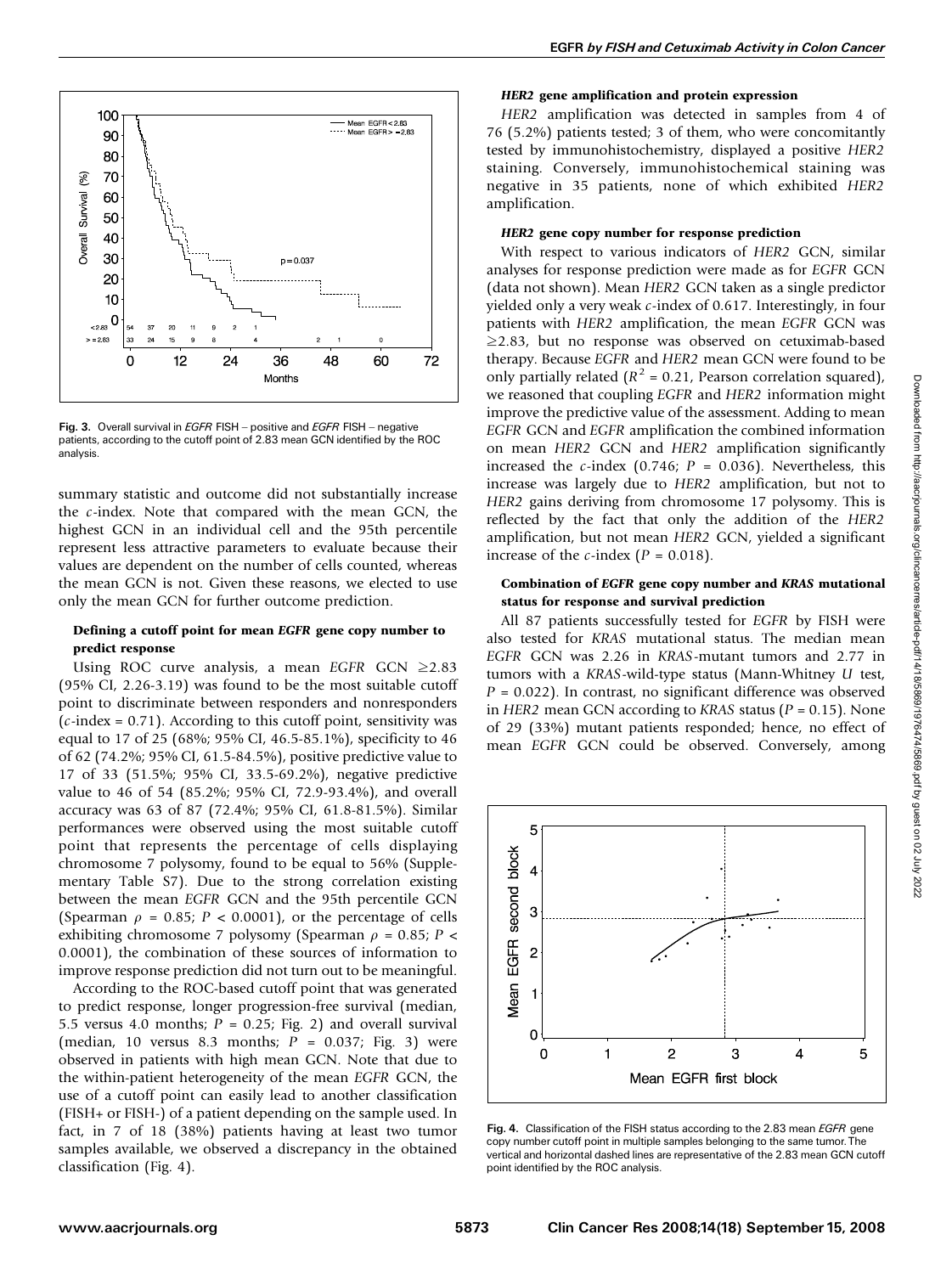Fig. 3. Overall survival in *EGFR* FISH – positive and *EGFR* FISH – negative patients, according to the cutoff point of 2.83 mean GCN identified by the ROC analysis.

summary statistic and outcome did not substantially increase the *c*-index. Note that compared with the mean GCN, the highest GCN in an individual cell and the 95th percentile represent less attractive parameters to evaluate because their values are dependent on the number of cells counted, whereas the mean GCN is not. Given these reasons, we elected to use only the mean GCN for further outcome prediction.

### Defining a cutoff point for mean *EGFR* gene copy number to predict response

Using ROC curve analysis, a mean *EGFR* GCN ≥2.83 (95% CI, 2.26-3.19) was found to be the most suitable cutoff point to discriminate between responders and nonresponders (*c*-index = 0.71). According to this cutoff point, sensitivity was equal to 17 of 25 (68%; 95% CI, 46.5-85.1%), specificity to 46 of 62 (74.2%; 95% CI, 61.5-84.5%), positive predictive value to 17 of 33 (51.5%; 95% CI, 33.5-69.2%), negative predictive value to 46 of 54 (85.2%; 95% CI, 72.9-93.4%), and overall accuracy was 63 of 87 (72.4%; 95% CI, 61.8-81.5%). Similar performances were observed using the most suitable cutoff point that represents the percentage of cells displaying chromosome 7 polysomy, found to be equal to 56% (Supplementary Table S7). Due to the strong correlation existing between the mean *EGFR* GCN and the 95th percentile GCN (Spearman $\rho$ = 0.85; $P$ < 0.0001), or the percentage of cells exhibiting chromosome 7 polysomy (Spearman $\rho$ = 0.85; $P$ < 0.0001), the combination of these sources of information to improve response prediction did not turn out to be meaningful.

According to the ROC-based cutoff point that was generated to predict response, longer progression-free survival (median, 5.5 versus 4.0 months; $P$ = 0.25; Fig. 2) and overall survival (median, 10 versus 8.3 months; $P$ = 0.037; Fig. 3) were observed in patients with high mean GCN. Note that due to the within-patient heterogeneity of the mean *EGFR* GCN, the use of a cutoff point can easily lead to another classification (FISH+ or FISH-) of a patient depending on the sample used. In fact, in 7 of 18 (38%) patients having at least two tumor samples available, we observed a discrepancy in the obtained classification (Fig. 4).

### *HER2* gene amplification and protein expression

*HER2* amplification was detected in samples from 4 of 76 (5.2%) patients tested; 3 of them, who were concomitantly tested by immunohistochemistry, displayed a positive *HER2* staining. Conversely, immunohistochemical staining was negative in 35 patients, none of which exhibited *HER2* amplification.

### *HER2* gene copy number for response prediction

With respect to various indicators of *HER2* GCN, similar analyses for response prediction were made as for *EGFR* GCN (data not shown). Mean *HER2* GCN taken as a single predictor yielded only a very weak *c*-index of 0.617. Interestingly, in four patients with *HER2* amplification, the mean *EGFR* GCN was ≥2.83, but no response was observed on cetuximab-based therapy. Because *EGFR* and *HER2* mean GCN were found to be only partially related ($R^2$ = 0.21, Pearson correlation squared), we reasoned that coupling *EGFR* and *HER2* information might improve the predictive value of the assessment. Adding to mean *EGFR* GCN and *EGFR* amplification the combined information on mean *HER2* GCN and *HER2* amplification significantly increased the *c*-index (0.746; $P$ = 0.036). Nevertheless, this increase was largely due to *HER2* amplification, but not to *HER2* gains deriving from chromosome 17 polysomy. This is reflected by the fact that only the addition of the *HER2* amplification, but not mean *HER2* GCN, yielded a significant increase of the *c*-index ($P$ = 0.018).

### Combination of *EGFR* gene copy number and *KRAS* mutational status for response and survival prediction

All 87 patients successfully tested for *EGFR* by FISH were also tested for *KRAS* mutational status. The median mean *EGFR* GCN was 2.26 in *KRAS*-mutant tumors and 2.77 in tumors with a *KRAS*-wild-type status (Mann-Whitney *U* test, $P$ = 0.022). In contrast, no significant difference was observed in *HER2* mean GCN according to *KRAS* status ($P$ = 0.15). None of 29 (33%) mutant patients responded; hence, no effect of mean *EGFR* GCN could be observed. Conversely, among

Fig. 4. Classification of the FISH status according to the 2.83 mean *EGFR* gene copy number cutoff point in multiple samples belonging to the same tumor. The vertical and horizontal dashed lines are representative of the 2.83 mean GCN cutoff point identified by the ROC analysis.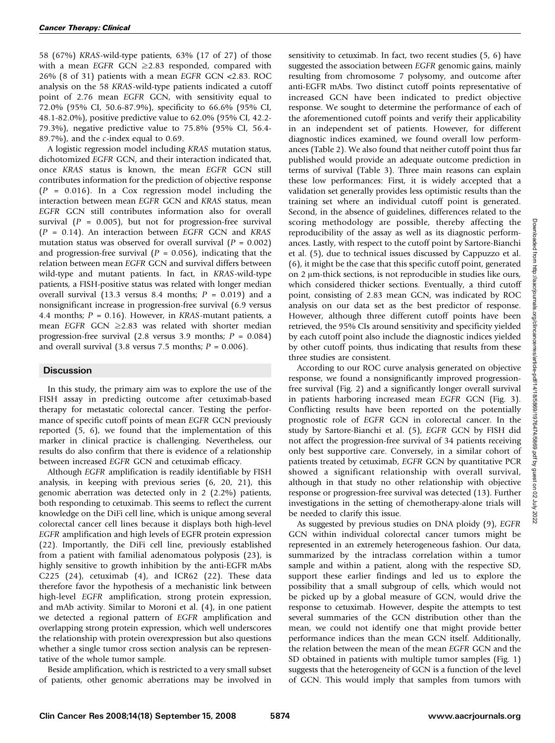58 (67%) *KRAS*-wild-type patients, 63% (17 of 27) of those with a mean *EGFR* GCN ≥2.83 responded, compared with 26% (8 of 31) patients with a mean *EGFR* GCN <2.83. ROC analysis on the 58 *KRAS*-wild-type patients indicated a cutoff point of 2.76 mean *EGFR* GCN, with sensitivity equal to 72.0% (95% CI, 50.6-87.9%), specificity to 66.6% (95% CI, 48.1-82.0%), positive predictive value to 62.0% (95% CI, 42.2-79.3%), negative predictive value to 75.8% (95% CI, 56.4-89.7%), and the *c*-index equal to 0.69.

A logistic regression model including *KRAS* mutation status, dichotomized *EGFR* GCN, and their interaction indicated that, once *KRAS* status is known, the mean *EGFR* GCN still contributes information for the prediction of objective response ($P = 0.016$). In a Cox regression model including the interaction between mean *EGFR* GCN and *KRAS* status, mean *EGFR* GCN still contributes information also for overall survival ($P = 0.005$), but not for progression-free survival ($P = 0.14$). An interaction between *EGFR* GCN and *KRAS* mutation status was observed for overall survival ($P = 0.002$) and progression-free survival ($P = 0.056$), indicating that the relation between mean *EGFR* GCN and survival differs between wild-type and mutant patients. In fact, in *KRAS*-wild-type patients, a FISH-positive status was related with longer median overall survival (13.3 versus 8.4 months; $P = 0.019$) and a nonsignificant increase in progression-free survival (6.9 versus 4.4 months; $P = 0.16$). However, in *KRAS*-mutant patients, a mean *EGFR* GCN ≥2.83 was related with shorter median progression-free survival (2.8 versus 3.9 months; $P = 0.084$) and overall survival (3.8 versus 7.5 months; $P = 0.006$).

## Discussion

In this study, the primary aim was to explore the use of the FISH assay in predicting outcome after cetuximab-based therapy for metastatic colorectal cancer. Testing the performance of specific cutoff points of mean *EGFR* GCN previously reported (5, 6), we found that the implementation of this marker in clinical practice is challenging. Nevertheless, our results do also confirm that there is evidence of a relationship between increased *EGFR* GCN and cetuximab efficacy.

Although *EGFR* amplification is readily identifiable by FISH analysis, in keeping with previous series (6, 20, 21), this genomic aberration was detected only in 2 (2.2%) patients, both responding to cetuximab. This seems to reflect the current knowledge on the DiFi cell line, which is unique among several colorectal cancer cell lines because it displays both high-level *EGFR* amplification and high levels of EGFR protein expression (22). Importantly, the DiFi cell line, previously established from a patient with familial adenomatous polyposis (23), is highly sensitive to growth inhibition by the anti-EGFR mAbs C225 (24), cetuximab (4), and ICR62 (22). These data therefore favor the hypothesis of a mechanistic link between high-level *EGFR* amplification, strong protein expression, and mAb activity. Similar to Moroni et al. (4), in one patient we detected a regional pattern of *EGFR* amplification and overlapping strong protein expression, which well underscores the relationship with protein overexpression but also questions whether a single tumor cross section analysis can be representative of the whole tumor sample.

Beside amplification, which is restricted to a very small subset of patients, other genomic aberrations may be involved in sensitivity to cetuximab. In fact, two recent studies (5, 6) have suggested the association between *EGFR* genomic gains, mainly resulting from chromosome 7 polysomy, and outcome after anti-EGFR mAbs. Two distinct cutoff points representative of increased GCN have been indicated to predict objective response. We sought to determine the performance of each of the aforementioned cutoff points and verify their applicability in an independent set of patients. However, for different diagnostic indices examined, we found overall low performances (Table 2). We also found that neither cutoff point thus far published would provide an adequate outcome prediction in terms of survival (Table 3). Three main reasons can explain these low performances: First, it is widely accepted that a validation set generally provides less optimistic results than the training set where an individual cutoff point is generated. Second, in the absence of guidelines, differences related to the scoring methodology are possible, thereby affecting the reproducibility of the assay as well as its diagnostic performances. Lastly, with respect to the cutoff point by Sartore-Bianchi et al. (5), due to technical issues discussed by Cappuzzo et al. (6), it might be the case that this specific cutoff point, generated on 2 μm-thick sections, is not reproducible in studies like ours, which considered thicker sections. Eventually, a third cutoff point, consisting of 2.83 mean GCN, was indicated by ROC analysis on our data set as the best predictor of response. However, although three different cutoff points have been retrieved, the 95% CIs around sensitivity and specificity yielded by each cutoff point also include the diagnostic indices yielded by other cutoff points, thus indicating that results from these three studies are consistent.

According to our ROC curve analysis generated on objective response, we found a nonsignificantly improved progression-free survival (Fig. 2) and a significantly longer overall survival in patients harboring increased mean *EGFR* GCN (Fig. 3). Conflicting results have been reported on the potentially prognostic role of *EGFR* GCN in colorectal cancer. In the study by Sartore-Bianchi et al. (5), *EGFR* GCN by FISH did not affect the progression-free survival of 34 patients receiving only best supportive care. Conversely, in a similar cohort of patients treated by cetuximab, *EGFR* GCN by quantitative PCR showed a significant relationship with overall survival, although in that study no other relationship with objective response or progression-free survival was detected (13). Further investigations in the setting of chemotherapy-alone trials will be needed to clarify this issue.

As suggested by previous studies on DNA ploidy (9), *EGFR* GCN within individual colorectal cancer tumors might be represented in an extremely heterogeneous fashion. Our data, summarized by the intraclass correlation within a tumor sample and within a patient, along with the respective SD, support these earlier findings and led us to explore the possibility that a small subgroup of cells, which would not be picked up by a global measure of GCN, would drive the response to cetuximab. However, despite the attempts to test several summaries of the GCN distribution other than the mean, we could not identify one that might provide better performance indices than the mean GCN itself. Additionally, the relation between the mean of the mean *EGFR* GCN and the SD obtained in patients with multiple tumor samples (Fig. 1) suggests that the heterogeneity of GCN is a function of the level of GCN. This would imply that samples from tumors with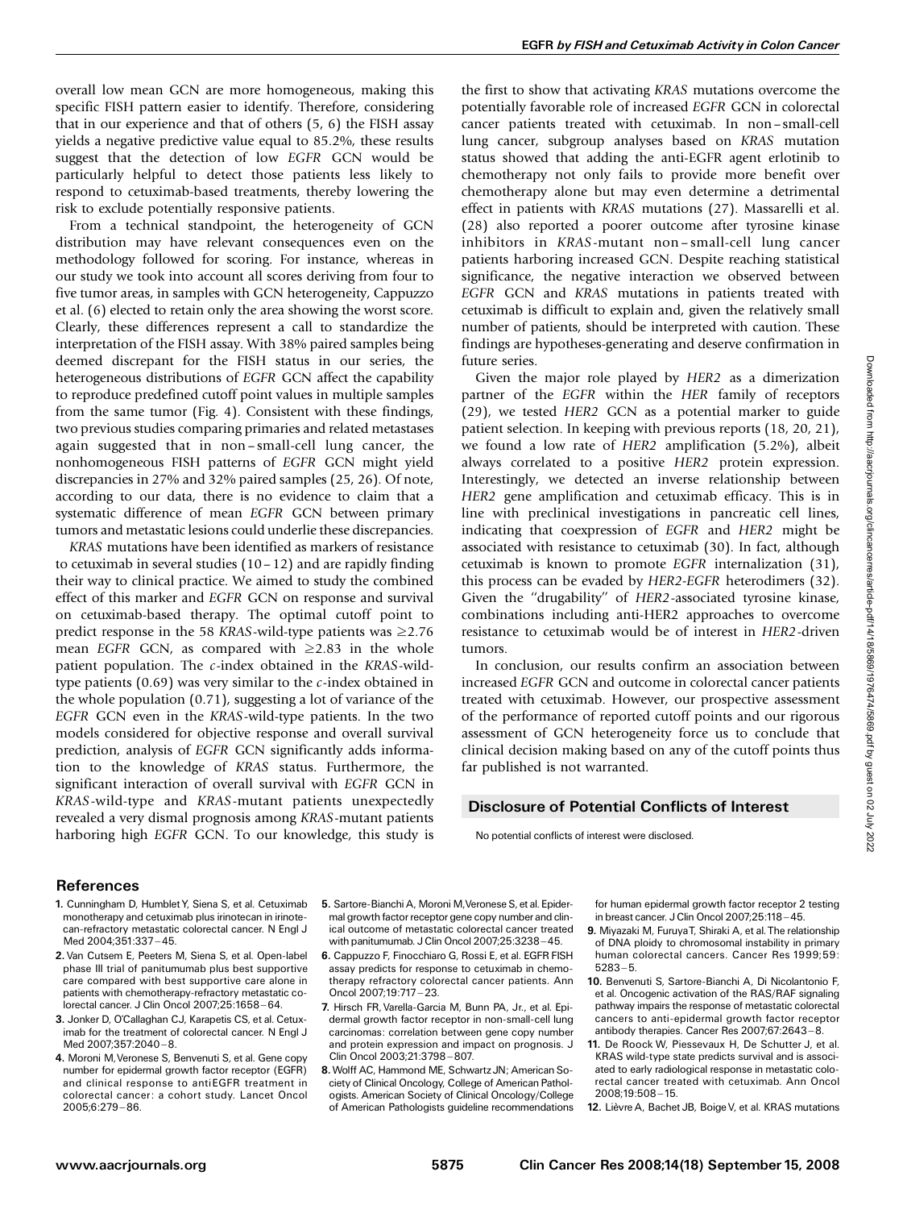overall low mean GCN are more homogeneous, making this specific FISH pattern easier to identify. Therefore, considering that in our experience and that of others (5, 6) the FISH assay yields a negative predictive value equal to 85.2%, these results suggest that the detection of low *EGFR* GCN would be particularly helpful to detect those patients less likely to respond to cetuximab-based treatments, thereby lowering the risk to exclude potentially responsive patients.

From a technical standpoint, the heterogeneity of GCN distribution may have relevant consequences even on the methodology followed for scoring. For instance, whereas in our study we took into account all scores deriving from four to five tumor areas, in samples with GCN heterogeneity, Cappuzzo et al. (6) elected to retain only the area showing the worst score. Clearly, these differences represent a call to standardize the interpretation of the FISH assay. With 38% paired samples being deemed discrepant for the FISH status in our series, the heterogeneous distributions of *EGFR* GCN affect the capability to reproduce predefined cutoff point values in multiple samples from the same tumor (Fig. 4). Consistent with these findings, two previous studies comparing primaries and related metastases again suggested that in non–small-cell lung cancer, the nonhomogeneous FISH patterns of *EGFR* GCN might yield discrepancies in 27% and 32% paired samples (25, 26). Of note, according to our data, there is no evidence to claim that a systematic difference of mean *EGFR* GCN between primary tumors and metastatic lesions could underlie these discrepancies.

*KRAS* mutations have been identified as markers of resistance to cetuximab in several studies (10–12) and are rapidly finding their way to clinical practice. We aimed to study the combined effect of this marker and *EGFR* GCN on response and survival on cetuximab-based therapy. The optimal cutoff point to predict response in the 58 *KRAS*-wild-type patients was $\geq$2.76 mean *EGFR* GCN, as compared with $\geq$2.83 in the whole patient population. The *c*-index obtained in the *KRAS*-wild-type patients (0.69) was very similar to the *c*-index obtained in the whole population (0.71), suggesting a lot of variance of the *EGFR* GCN even in the *KRAS*-wild-type patients. In the two models considered for objective response and overall survival prediction, analysis of *EGFR* GCN significantly adds information to the knowledge of *KRAS* status. Furthermore, the significant interaction of overall survival with *EGFR* GCN in *KRAS*-wild-type and *KRAS*-mutant patients unexpectedly revealed a very dismal prognosis among *KRAS*-mutant patients harboring high *EGFR* GCN. To our knowledge, this study is the first to show that activating *KRAS* mutations overcome the potentially favorable role of increased *EGFR* GCN in colorectal cancer patients treated with cetuximab. In non–small-cell lung cancer, subgroup analyses based on *KRAS* mutation status showed that adding the anti-EGFR agent erlotinib to chemotherapy not only fails to provide more benefit over chemotherapy alone but may even determine a detrimental effect in patients with *KRAS* mutations (27). Massarelli et al. (28) also reported a poorer outcome after tyrosine kinase inhibitors in *KRAS*-mutant non–small-cell lung cancer patients harboring increased GCN. Despite reaching statistical significance, the negative interaction we observed between *EGFR* GCN and *KRAS* mutations in patients treated with cetuximab is difficult to explain and, given the relatively small number of patients, should be interpreted with caution. These findings are hypotheses-generating and deserve confirmation in future series.

Given the major role played by *HER2* as a dimerization partner of the *EGFR* within the *HER* family of receptors (29), we tested *HER2* GCN as a potential marker to guide patient selection. In keeping with previous reports (18, 20, 21), we found a low rate of *HER2* amplification (5.2%), albeit always correlated to a positive *HER2* protein expression. Interestingly, we detected an inverse relationship between *HER2* gene amplification and cetuximab efficacy. This is in line with preclinical investigations in pancreatic cell lines, indicating that coexpression of *EGFR* and *HER2* might be associated with resistance to cetuximab (30). In fact, although cetuximab is known to promote *EGFR* internalization (31), this process can be evaded by *HER2-EGFR* heterodimers (32). Given the "drugability" of *HER2*-associated tyrosine kinase, combinations including anti-HER2 approaches to overcome resistance to cetuximab would be of interest in *HER2*-driven tumors.

In conclusion, our results confirm an association between increased *EGFR* GCN and outcome in colorectal cancer patients treated with cetuximab. However, our prospective assessment of the performance of reported cutoff points and our rigorous assessment of GCN heterogeneity force us to conclude that clinical decision making based on any of the cutoff points thus far published is not warranted.

## Disclosure of Potential Conflicts of Interest

No potential conflicts of interest were disclosed.

## References

1. Cunningham D, Humblet Y, Siena S, et al. Cetuximab monotherapy and cetuximab plus irinotecan in irinotecan-refractory metastatic colorectal cancer. N Engl J Med 2004;351:337–45.
2. Van Cutsem E, Peeters M, Siena S, et al. Open-label phase III trial of panitumumab plus best supportive care compared with best supportive care alone in patients with chemotherapy-refractory metastatic colorectal cancer. J Clin Oncol 2007;25:1658–64.
3. Jonker D, O'Callaghan CJ, Karapetis CS, et al. Cetuximab for the treatment of colorectal cancer. N Engl J Med 2007;357:2040–8.
4. Moroni M, Veronese S, Benvenuti S, et al. Gene copy number for epidermal growth factor receptor (EGFR) and clinical response to antiEGFR treatment in colorectal cancer: a cohort study. Lancet Oncol 2005;6:279–86.
5. Sartore-Bianchi A, Moroni M, Veronese S, et al. Epidermal growth factor receptor gene copy number and clinical outcome of metastatic colorectal cancer treated with panitumumab. J Clin Oncol 2007;25:3238–45.
6. Cappuzzo F, Finocchiaro G, Rossi E, et al. EGFR FISH assay predicts for response to cetuximab in chemotherapy refractory colorectal cancer patients. Ann Oncol 2007;19:717–23.
7. Hirsch FR, Varella-Garcia M, Bunn PA, Jr., et al. Epidermal growth factor receptor in non-small-cell lung carcinomas: correlation between gene copy number and protein expression and impact on prognosis. J Clin Oncol 2003;21:3798–807.
8. Wolff AC, Hammond ME, Schwartz JN; American Society of Clinical Oncology, College of American Pathologists. American Society of Clinical Oncology/College of American Pathologists guideline recommendations for human epidermal growth factor receptor 2 testing in breast cancer. J Clin Oncol 2007;25:118–45.
9. Miyazaki M, Furuya T, Shiraki A, et al. The relationship of DNA ploidy to chromosomal instability in primary human colorectal cancers. Cancer Res 1999;59:5283–5.
10. Benvenuti S, Sartore-Bianchi A, Di Nicolantonio F, et al. Oncogenic activation of the RAS/RAF signaling pathway impairs the response of metastatic colorectal cancers to anti-epidermal growth factor receptor antibody therapies. Cancer Res 2007;67:2643–8.
11. De Roock W, Piessevaux H, De Schutter J, et al. KRAS wild-type state predicts survival and is associated to early radiological response in metastatic colorectal cancer treated with cetuximab. Ann Oncol 2008;19:508–15.
12. Lièvre A, Bachet JB, Boige V, et al. KRAS mutations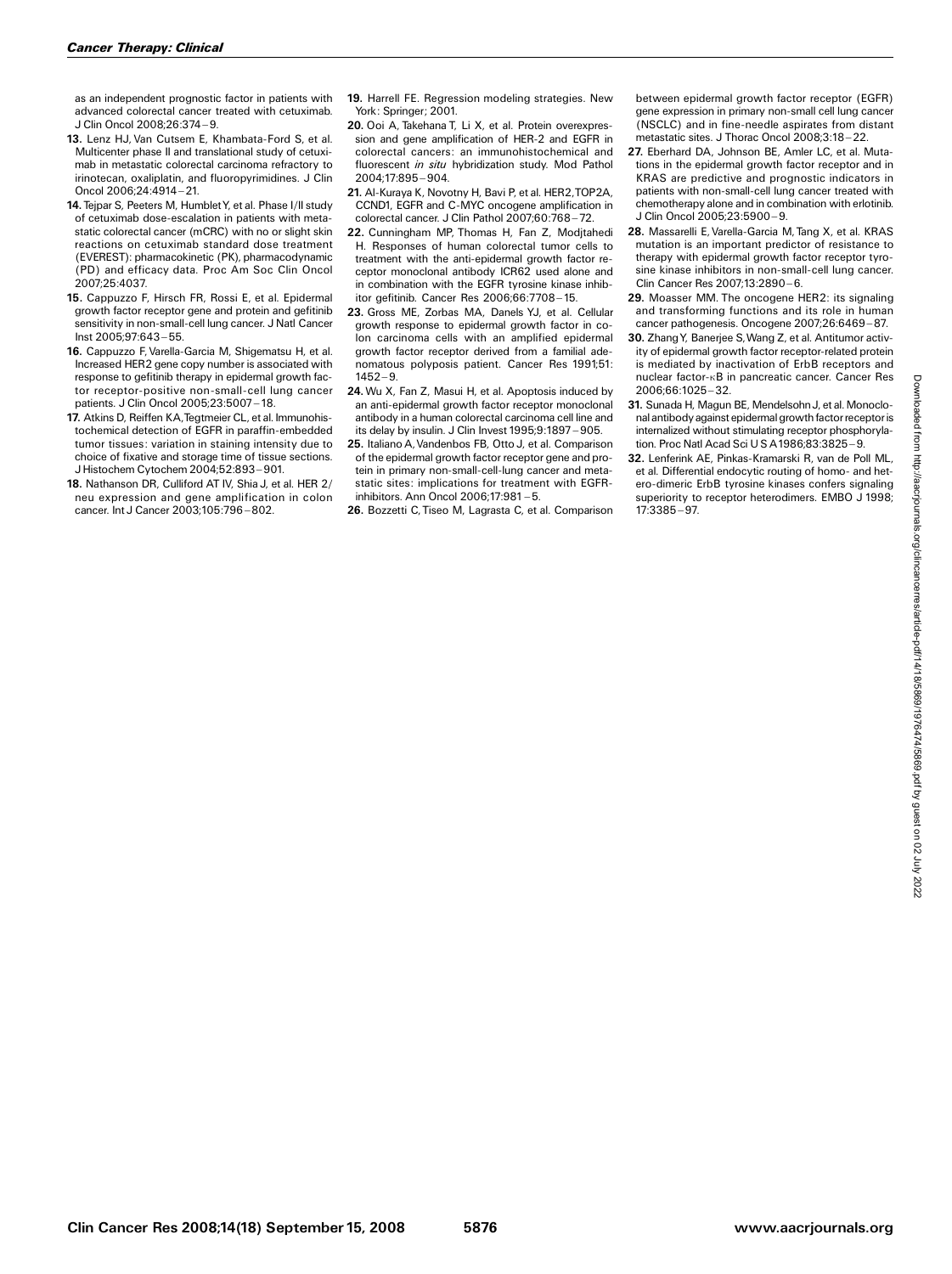as an independent prognostic factor in patients with advanced colorectal cancer treated with cetuximab. J Clin Oncol 2008;26:374–9.

13. Lenz HJ, Van Cutsem E, Khambata-Ford S, et al. Multicenter phase II and translational study of cetuximab in metastatic colorectal carcinoma refractory to irinotecan, oxaliplatin, and fluoropyrimidines. J Clin Oncol 2006;24:4914–21.

14. Tejpar S, Peeters M, Humblet Y, et al. Phase I/II study of cetuximab dose-escalation in patients with metastatic colorectal cancer (mCRC) with no or slight skin reactions on cetuximab standard dose treatment (EVEREST): pharmacokinetic (PK), pharmacodynamic (PD) and efficacy data. Proc Am Soc Clin Oncol 2007;25:4037.

15. Cappuzzo F, Hirsch FR, Rossi E, et al. Epidermal growth factor receptor gene and protein and gefitinib sensitivity in non-small-cell lung cancer. J Natl Cancer Inst 2005;97:643–55.

16. Cappuzzo F, Varella-Garcia M, Shigematsu H, et al. Increased HER2 gene copy number is associated with response to gefitinib therapy in epidermal growth factor receptor-positive non-small-cell lung cancer patients. J Clin Oncol 2005;23:5007–18.

17. Atkins D, Reiffen KA, Tegtmeier CL, et al. Immunohistochemical detection of EGFR in paraffin-embedded tumor tissues: variation in staining intensity due to choice of fixative and storage time of tissue sections. J Histochem Cytochem 2004;52:893–901.

18. Nathanson DR, Culliford AT IV, Shia J, et al. HER 2/neu expression and gene amplification in colon cancer. Int J Cancer 2003;105:796–802.

19. Harrell FE. Regression modeling strategies. New York: Springer; 2001.

20. Ooi A, Takehana T, Li X, et al. Protein overexpression and gene amplification of HER-2 and EGFR in colorectal cancers: an immunohistochemical and fluorescent *in situ* hybridization study. Mod Pathol 2004;17:895–904.

21. Al-Kuraya K, Novotny H, Bavi P, et al. HER2, TOP2A, CCND1, EGFR and C-MYC oncogene amplification in colorectal cancer. J Clin Pathol 2007;60:768–72.

22. Cunningham MP, Thomas H, Fan Z, Modjtahedi H. Responses of human colorectal tumor cells to treatment with the anti-epidermal growth factor receptor monoclonal antibody ICR62 used alone and in combination with the EGFR tyrosine kinase inhibitor gefitinib. Cancer Res 2006;66:7708–15.

23. Gross ME, Zorbas MA, Danels YJ, et al. Cellular growth response to epidermal growth factor in colon carcinoma cells with an amplified epidermal growth factor receptor derived from a familial adenomatous polyposis patient. Cancer Res 1991;51:1452–9.

24. Wu X, Fan Z, Masui H, et al. Apoptosis induced by an anti-epidermal growth factor receptor monoclonal antibody in a human colorectal carcinoma cell line and its delay by insulin. J Clin Invest 1995;9:1897–905.

25. Italiano A, Vandenbos FB, Otto J, et al. Comparison of the epidermal growth factor receptor gene and protein in primary non-small-cell-lung cancer and metastatic sites: implications for treatment with EGFR-inhibitors. Ann Oncol 2006;17:981–5.

26. Bozzetti C, Tiseo M, Lagrasta C, et al. Comparison between epidermal growth factor receptor (EGFR) gene expression in primary non-small cell lung cancer (NSCLC) and in fine-needle aspirates from distant metastatic sites. J Thorac Oncol 2008;3:18–22.

27. Eberhard DA, Johnson BE, Amler LC, et al. Mutations in the epidermal growth factor receptor and in KRAS are predictive and prognostic indicators in patients with non-small-cell lung cancer treated with chemotherapy alone and in combination with erlotinib. J Clin Oncol 2005;23:5900–9.

28. Massarelli E, Varella-Garcia M, Tang X, et al. KRAS mutation is an important predictor of resistance to therapy with epidermal growth factor receptor tyrosine kinase inhibitors in non-small-cell lung cancer. Clin Cancer Res 2007;13:2890–6.

29. Moasser MM. The oncogene HER2: its signaling and transforming functions and its role in human cancer pathogenesis. Oncogene 2007;26:6469–87.

30. Zhang Y, Banerjee S, Wang Z, et al. Antitumor activity of epidermal growth factor receptor-related protein is mediated by inactivation of ErbB receptors and nuclear factor-κB in pancreatic cancer. Cancer Res 2006;66:1025–32.

31. Sunada H, Magun BE, Mendelsohn J, et al. Monoclonal antibody against epidermal growth factor receptor is internalized without stimulating receptor phosphorylation. Proc Natl Acad Sci U S A 1986;83:3825–9.

32. Lenferink AE, Pinkas-Kramarski R, van de Poll ML, et al. Differential endocytic routing of homo- and hetero-dimeric ErbB tyrosine kinases confers signaling superiority to receptor heterodimers. EMBO J 1998;17:3385–97.